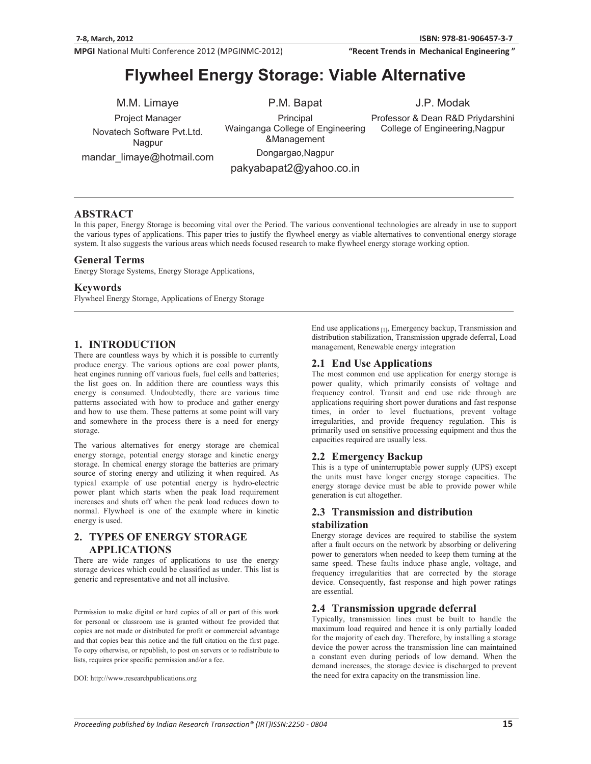# Flywheel Energy Storage: Viable Alternative

M.M. Limaye
Project Manager
Novatech Software Pvt.Ltd. Nagpur
mandar_limaye@hotmail.com

P.M. Bapat
Principal
Wainganga College of Engineering &Management
Dongargao,Nagpur
pakyabapat2@yahoo.co.in

J.P. Modak
Professor & Dean R&D Priydarshini College of Engineering,Nagpur

## ABSTRACT

In this paper, Energy Storage is becoming vital over the Period. The various conventional technologies are already in use to support the various types of applications. This paper tries to justify the flywheel energy as viable alternatives to conventional energy storage system. It also suggests the various areas which needs focused research to make flywheel energy storage working option.

## General Terms

Energy Storage Systems, Energy Storage Applications,

## Keywords

Flywheel Energy Storage, Applications of Energy Storage

## 1. INTRODUCTION

There are countless ways by which it is possible to currently produce energy. The various options are coal power plants, heat engines running off various fuels, fuel cells and batteries; the list goes on. In addition there are countless ways this energy is consumed. Undoubtedly, there are various time patterns associated with how to produce and gather energy and how to use them. These patterns at some point will vary and somewhere in the process there is a need for energy storage.

The various alternatives for energy storage are chemical energy storage, potential energy storage and kinetic energy storage. In chemical energy storage the batteries are primary source of storing energy and utilizing it when required. As typical example of use potential energy is hydro-electric power plant which starts when the peak load requirement increases and shuts off when the peak load reduces down to normal. Flywheel is one of the example where in kinetic energy is used.

## 2. TYPES OF ENERGY STORAGE APPLICATIONS

There are wide ranges of applications to use the energy storage devices which could be classified as under. This list is generic and representative and not all inclusive.

Permission to make digital or hard copies of all or part of this work for personal or classroom use is granted without fee provided that copies are not made or distributed for profit or commercial advantage and that copies bear this notice and the full citation on the first page. To copy otherwise, or republish, to post on servers or to redistribute to lists, requires prior specific permission and/or a fee.

DOI: http://www.researchpublications.org

End use applications [1], Emergency backup, Transmission and distribution stabilization, Transmission upgrade deferral, Load management, Renewable energy integration

### 2.1 End Use Applications

The most common end use application for energy storage is power quality, which primarily consists of voltage and frequency control. Transit and end use ride through are applications requiring short power durations and fast response times, in order to level fluctuations, prevent voltage irregularities, and provide frequency regulation. This is primarily used on sensitive processing equipment and thus the capacities required are usually less.

### 2.2 Emergency Backup

This is a type of uninterruptable power supply (UPS) except the units must have longer energy storage capacities. The energy storage device must be able to provide power while generation is cut altogether.

### 2.3 Transmission and distribution stabilization

Energy storage devices are required to stabilise the system after a fault occurs on the network by absorbing or delivering power to generators when needed to keep them turning at the same speed. These faults induce phase angle, voltage, and frequency irregularities that are corrected by the storage device. Consequently, fast response and high power ratings are essential.

### 2.4 Transmission upgrade deferral

Typically, transmission lines must be built to handle the maximum load required and hence it is only partially loaded for the majority of each day. Therefore, by installing a storage device the power across the transmission line can maintained a constant even during periods of low demand. When the demand increases, the storage device is discharged to prevent the need for extra capacity on the transmission line.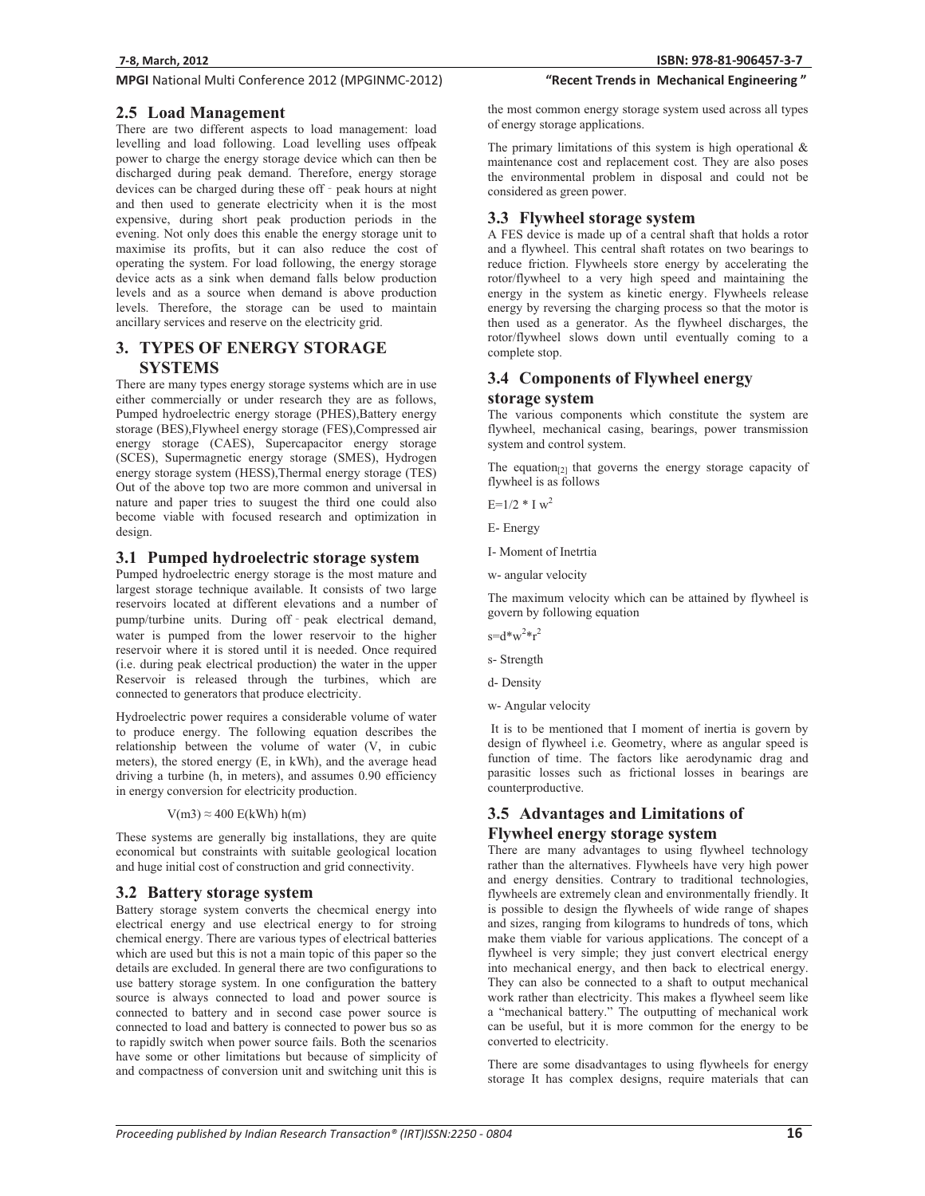## 2.5 Load Management

There are two different aspects to load management: load levelling and load following. Load levelling uses offpeak power to charge the energy storage device which can then be discharged during peak demand. Therefore, energy storage devices can be charged during these off‐peak hours at night and then used to generate electricity when it is the most expensive, during short peak production periods in the evening. Not only does this enable the energy storage unit to maximise its profits, but it can also reduce the cost of operating the system. For load following, the energy storage device acts as a sink when demand falls below production levels and as a source when demand is above production levels. Therefore, the storage can be used to maintain ancillary services and reserve on the electricity grid.

# 3. TYPES OF ENERGY STORAGE SYSTEMS

There are many types energy storage systems which are in use either commercially or under research they are as follows, Pumped hydroelectric energy storage (PHES),Battery energy storage (BES),Flywheel energy storage (FES),Compressed air energy storage (CAES), Supercapacitor energy storage (SCES), Supermagnetic energy storage (SMES), Hydrogen energy storage system (HESS),Thermal energy storage (TES) Out of the above top two are more common and universal in nature and paper tries to suugest the third one could also become viable with focused research and optimization in design.

## 3.1 Pumped hydroelectric storage system

Pumped hydroelectric energy storage is the most mature and largest storage technique available. It consists of two large reservoirs located at different elevations and a number of pump/turbine units. During off‐peak electrical demand, water is pumped from the lower reservoir to the higher reservoir where it is stored until it is needed. Once required (i.e. during peak electrical production) the water in the upper Reservoir is released through the turbines, which are connected to generators that produce electricity.

Hydroelectric power requires a considerable volume of water to produce energy. The following equation describes the relationship between the volume of water (V, in cubic meters), the stored energy (E, in kWh), and the average head driving a turbine (h, in meters), and assumes 0.90 efficiency in energy conversion for electricity production.

$$V(m3) \approx 400\ E(kWh)\ h(m)$$

These systems are generally big installations, they are quite economical but constraints with suitable geological location and huge initial cost of construction and grid connectivity.

## 3.2 Battery storage system

Battery storage system converts the checmical energy into electrical energy and use electrical energy to for stroing chemical energy. There are various types of electrical batteries which are used but this is not a main topic of this paper so the details are excluded. In general there are two configurations to use battery storage system. In one configuration the battery source is always connected to load and power source is connected to battery and in second case power source is connected to load and battery is connected to power bus so as to rapidly switch when power source fails. Both the scenarios have some or other limitations but because of simplicity of and compactness of conversion unit and switching unit this is the most common energy storage system used across all types of energy storage applications.

The primary limitations of this system is high operational & maintenance cost and replacement cost. They are also poses the environmental problem in disposal and could not be considered as green power.

## 3.3 Flywheel storage system

A FES device is made up of a central shaft that holds a rotor and a flywheel. This central shaft rotates on two bearings to reduce friction. Flywheels store energy by accelerating the rotor/flywheel to a very high speed and maintaining the energy in the system as kinetic energy. Flywheels release energy by reversing the charging process so that the motor is then used as a generator. As the flywheel discharges, the rotor/flywheel slows down until eventually coming to a complete stop.

## 3.4 Components of Flywheel energy storage system

The various components which constitute the system are flywheel, mechanical casing, bearings, power transmission system and control system.

The equation[2] that governs the energy storage capacity of flywheel is as follows

$$E=1/2 * I\ w^2$$

E- Energy

I- Moment of Inetrtia

w- angular velocity

The maximum velocity which can be attained by flywheel is govern by following equation

$$s=d*w^2*r^2$$

s- Strength

d- Density

w- Angular velocity

It is to be mentioned that I moment of inertia is govern by design of flywheel i.e. Geometry, where as angular speed is function of time. The factors like aerodynamic drag and parasitic losses such as frictional losses in bearings are counterproductive.

## 3.5 Advantages and Limitations of Flywheel energy storage system

There are many advantages to using flywheel technology rather than the alternatives. Flywheels have very high power and energy densities. Contrary to traditional technologies, flywheels are extremely clean and environmentally friendly. It is possible to design the flywheels of wide range of shapes and sizes, ranging from kilograms to hundreds of tons, which make them viable for various applications. The concept of a flywheel is very simple; they just convert electrical energy into mechanical energy, and then back to electrical energy. They can also be connected to a shaft to output mechanical work rather than electricity. This makes a flywheel seem like a "mechanical battery." The outputting of mechanical work can be useful, but it is more common for the energy to be converted to electricity.

There are some disadvantages to using flywheels for energy storage It has complex designs, require materials that can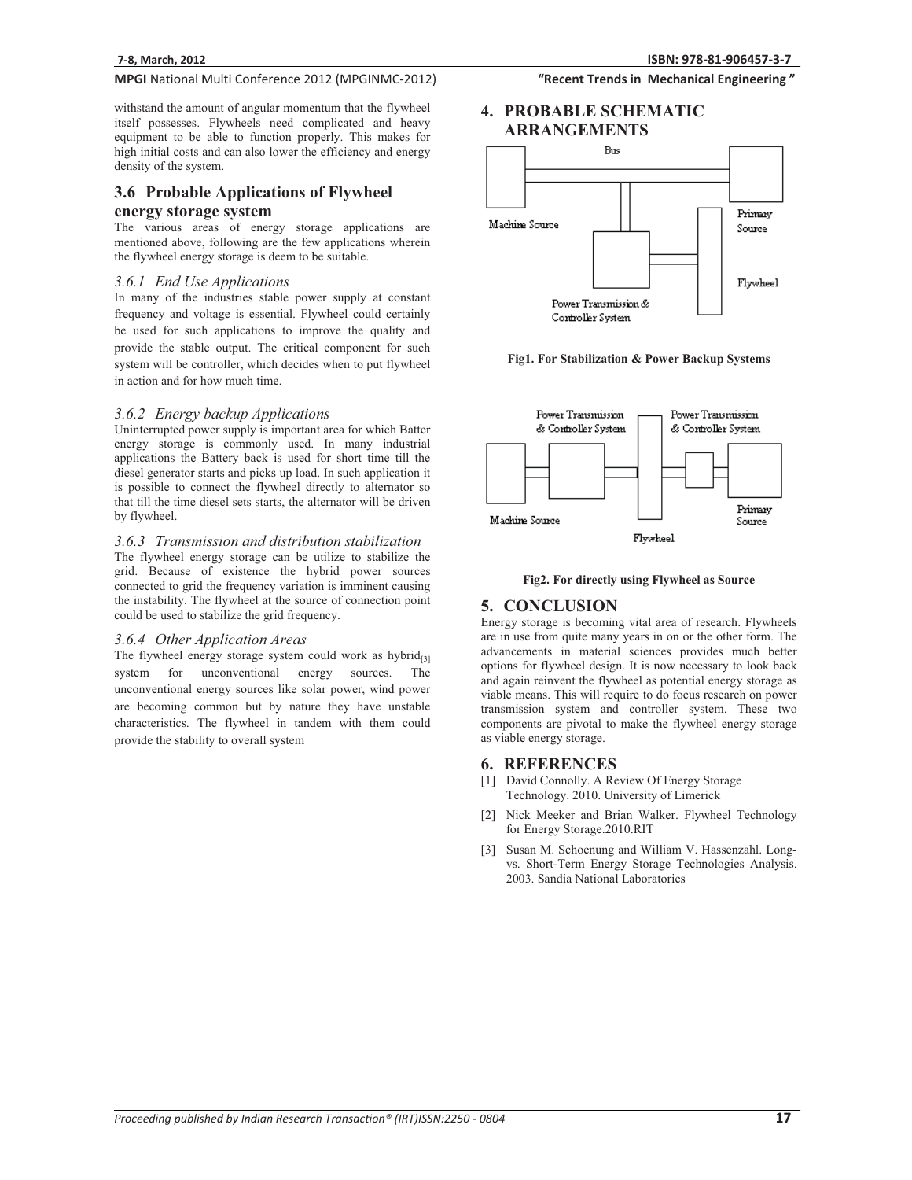withstand the amount of angular momentum that the flywheel itself possesses. Flywheels need complicated and heavy equipment to be able to function properly. This makes for high initial costs and can also lower the efficiency and energy density of the system.

## 3.6 Probable Applications of Flywheel energy storage system

The various areas of energy storage applications are mentioned above, following are the few applications wherein the flywheel energy storage is deem to be suitable.

### *3.6.1 End Use Applications*

In many of the industries stable power supply at constant frequency and voltage is essential. Flywheel could certainly be used for such applications to improve the quality and provide the stable output. The critical component for such system will be controller, which decides when to put flywheel in action and for how much time.

### *3.6.2 Energy backup Applications*

Uninterrupted power supply is important area for which Batter energy storage is commonly used. In many industrial applications the Battery back is used for short time till the diesel generator starts and picks up load. In such application it is possible to connect the flywheel directly to alternator so that till the time diesel sets starts, the alternator will be driven by flywheel.

### *3.6.3 Transmission and distribution stabilization*

The flywheel energy storage can be utilize to stabilize the grid. Because of existence the hybrid power sources connected to grid the frequency variation is imminent causing the instability. The flywheel at the source of connection point could be used to stabilize the grid frequency.

### *3.6.4 Other Application Areas*

The flywheel energy storage system could work as hybrid[3] system for unconventional energy sources. The unconventional energy sources like solar power, wind power are becoming common but by nature they have unstable characteristics. The flywheel in tandem with them could provide the stability to overall system

# 4. PROBABLE SCHEMATIC ARRANGEMENTS

Bus

Machine Source

Primary Source

Flywheel

Power Transmission & Controller System

**Fig1. For Stabilization & Power Backup Systems**

Power Transmission & Controller System

Power Transmission & Controller System

Machine Source

Primary Source

Flywheel

**Fig2. For directly using Flywheel as Source**

# 5. CONCLUSION

Energy storage is becoming vital area of research. Flywheels are in use from quite many years in on or the other form. The advancements in material sciences provides much better options for flywheel design. It is now necessary to look back and again reinvent the flywheel as potential energy storage as viable means. This will require to do focus research on power transmission system and controller system. These two components are pivotal to make the flywheel energy storage as viable energy storage.

# 6. REFERENCES

[1] David Connolly. A Review Of Energy Storage Technology. 2010. University of Limerick

[2] Nick Meeker and Brian Walker. Flywheel Technology for Energy Storage.2010.RIT

[3] Susan M. Schoenung and William V. Hassenzahl. Long- vs. Short-Term Energy Storage Technologies Analysis. 2003. Sandia National Laboratories